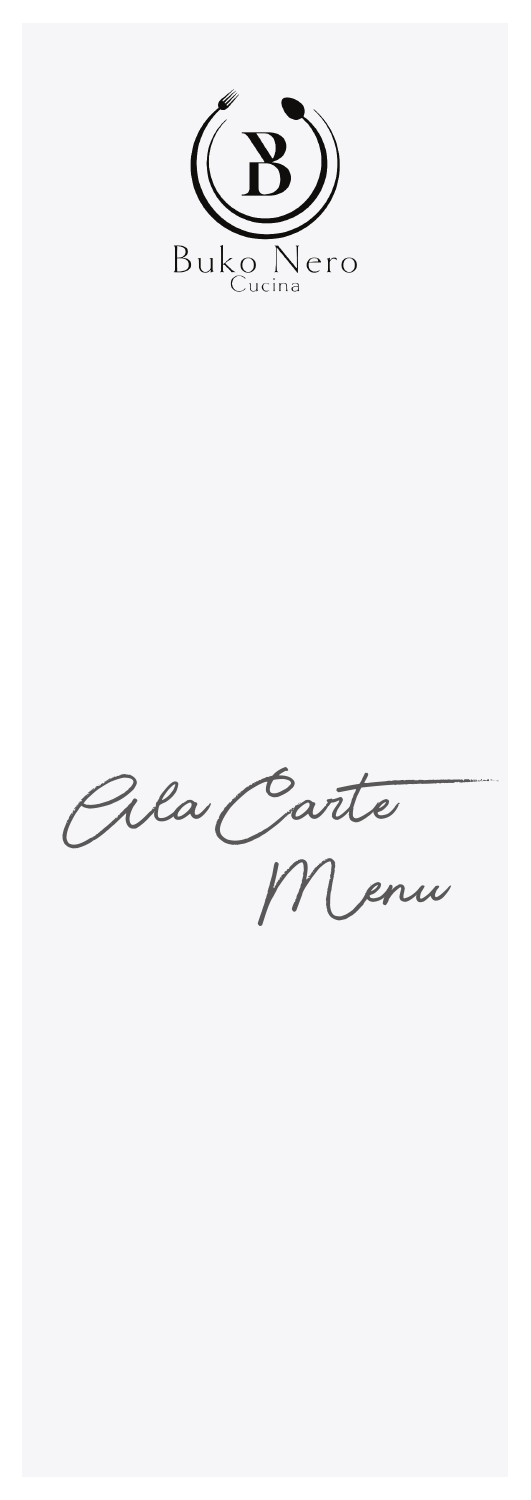Buko Nero

Cucina

# Ala Carte Menu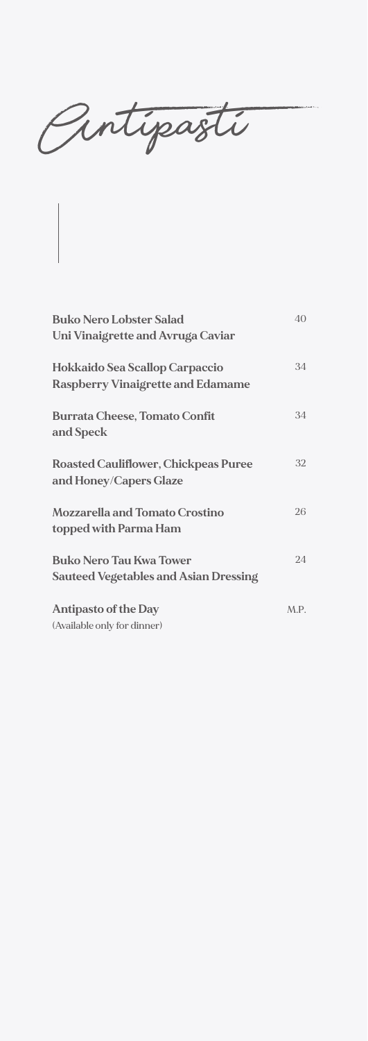# Antipasti

| | |
|---|---|
| **Buko Nero Lobster Salad**<br>**Uni Vinaigrette and Avruga Caviar** | 40 |
| **Hokkaido Sea Scallop Carpaccio**<br>**Raspberry Vinaigrette and Edamame** | 34 |
| **Burrata Cheese, Tomato Confit**<br>**and Speck** | 34 |
| **Roasted Cauliflower, Chickpeas Puree**<br>**and Honey/Capers Glaze** | 32 |
| **Mozzarella and Tomato Crostino**<br>**topped with Parma Ham** | 26 |
| **Buko Nero Tau Kwa Tower**<br>**Sauteed Vegetables and Asian Dressing** | 24 |
| **Antipasto of the Day**<br>(Available only for dinner) | M.P. |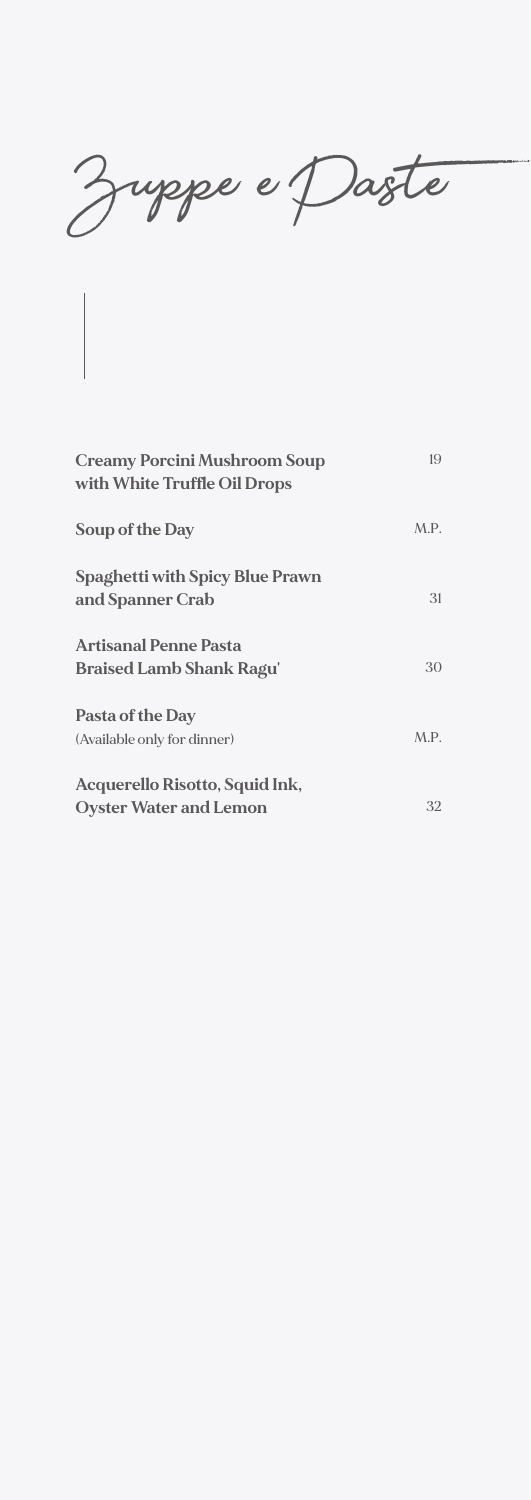# Zuppe e Paste

**Creamy Porcini Mushroom Soup with White Truffle Oil Drops** 19

**Soup of the Day** M.P.

**Spaghetti with Spicy Blue Prawn and Spanner Crab** 31

**Artisanal Penne Pasta Braised Lamb Shank Ragu'** 30

**Pasta of the Day**
(Available only for dinner) M.P.

**Acquerello Risotto, Squid Ink, Oyster Water and Lemon** 32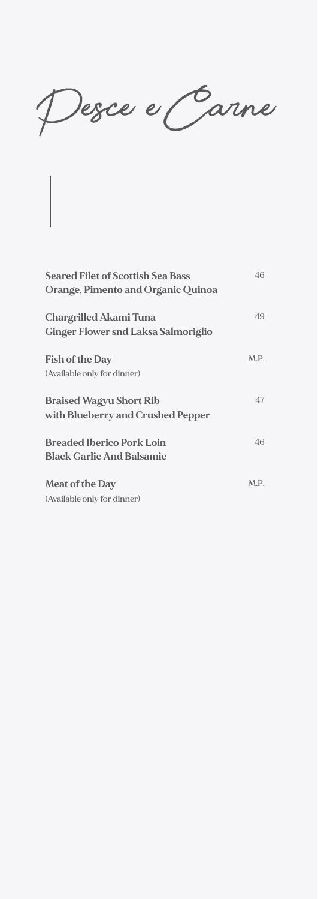# Pesce e Carne

**Seared Filet of Scottish Sea Bass**
**Orange, Pimento and Organic Quinoa** — 46

**Chargrilled Akami Tuna**
**Ginger Flower snd Laksa Salmoriglio** — 49

**Fish of the Day** — M.P.
(Available only for dinner)

**Braised Wagyu Short Rib**
**with Blueberry and Crushed Pepper** — 47

**Breaded Iberico Pork Loin**
**Black Garlic And Balsamic** — 46

**Meat of the Day** — M.P.
(Available only for dinner)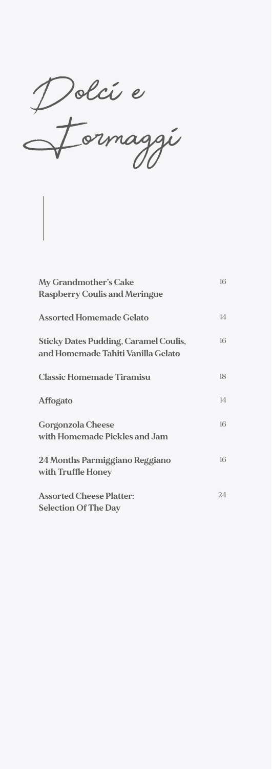# Dolci e Formaggi

| | |
|---|---|
| **My Grandmother's Cake**<br>**Raspberry Coulis and Meringue** | 16 |
| **Assorted Homemade Gelato** | 14 |
| **Sticky Dates Pudding, Caramel Coulis, and Homemade Tahiti Vanilla Gelato** | 16 |
| **Classic Homemade Tiramisu** | 18 |
| **Affogato** | 14 |
| **Gorgonzola Cheese**<br>**with Homemade Pickles and Jam** | 16 |
| **24 Months Parmiggiano Reggiano**<br>**with Truffle Honey** | 16 |
| **Assorted Cheese Platter:**<br>**Selection Of The Day** | 24 |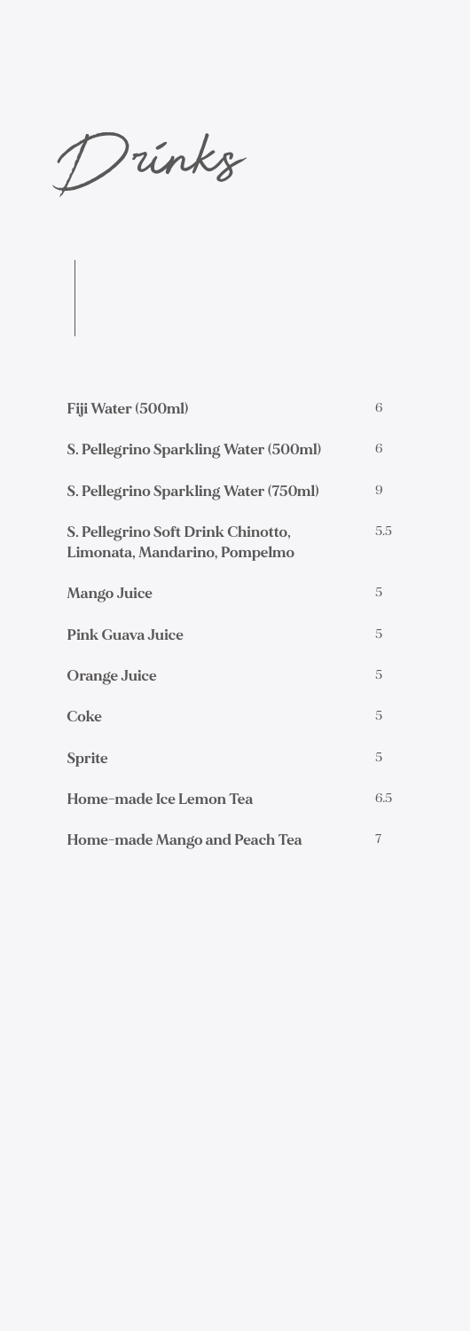# Drinks

| Item | Price |
| --- | --- |
| **Fiji Water (500ml)** | 6 |
| **S. Pellegrino Sparkling Water (500ml)** | 6 |
| **S. Pellegrino Sparkling Water (750ml)** | 9 |
| **S. Pellegrino Soft Drink Chinotto, Limonata, Mandarino, Pompelmo** | 5.5 |
| **Mango Juice** | 5 |
| **Pink Guava Juice** | 5 |
| **Orange Juice** | 5 |
| **Coke** | 5 |
| **Sprite** | 5 |
| **Home-made Ice Lemon Tea** | 6.5 |
| **Home-made Mango and Peach Tea** | 7 |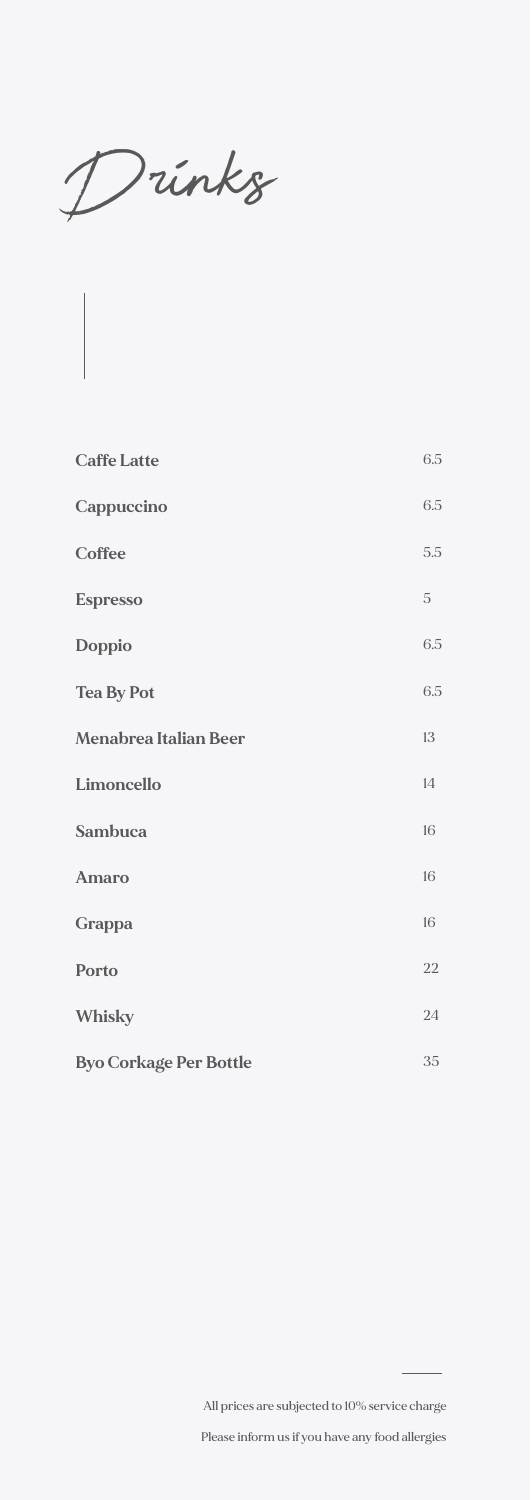# Drinks

| | |
|---|---|
| **Caffe Latte** | 6.5 |
| **Cappuccino** | 6.5 |
| **Coffee** | 5.5 |
| **Espresso** | 5 |
| **Doppio** | 6.5 |
| **Tea By Pot** | 6.5 |
| **Menabrea Italian Beer** | 13 |
| **Limoncello** | 14 |
| **Sambuca** | 16 |
| **Amaro** | 16 |
| **Grappa** | 16 |
| **Porto** | 22 |
| **Whisky** | 24 |
| **Byo Corkage Per Bottle** | 35 |

All prices are subjected to 10% service charge

Please inform us if you have any food allergies